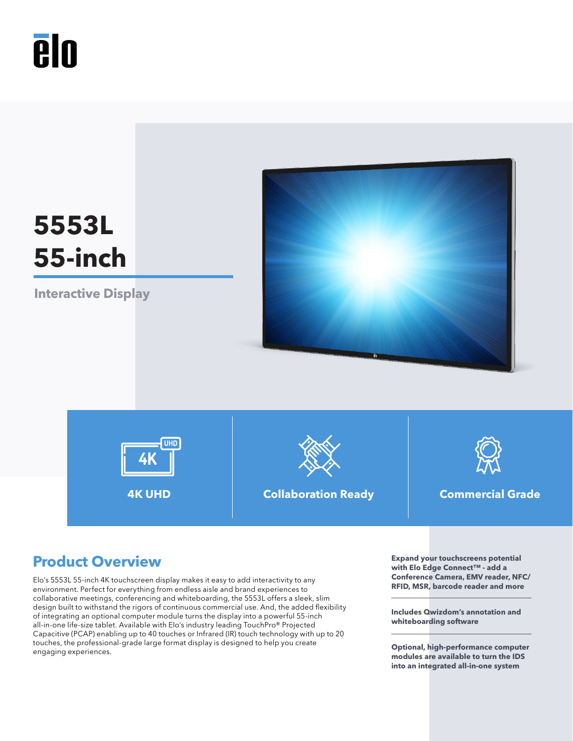# 5553L 55-inch

## Interactive Display

**4K UHD**

**Collaboration Ready**

**Commercial Grade**

## Product Overview

Elo's 5553L 55-inch 4K touchscreen display makes it easy to add interactivity to any environment. Perfect for everything from endless aisle and brand experiences to collaborative meetings, conferencing and whiteboarding, the 5553L offers a sleek, slim design built to withstand the rigors of continuous commercial use. And, the added flexibility of integrating an optional computer module turns the display into a powerful 55-inch all-in-one life-size tablet. Available with Elo's industry leading TouchPro® Projected Capacitive (PCAP) enabling up to 40 touches or Infrared (IR) touch technology with up to 20 touches, the professional-grade large format display is designed to help you create engaging experiences.

**Expand your touchscreens potential with Elo Edge Connect™ - add a Conference Camera, EMV reader, NFC/ RFID, MSR, barcode reader and more**

**Includes Qwizdom's annotation and whiteboarding software**

**Optional, high-performance computer modules are available to turn the IDS into an integrated all-in-one system**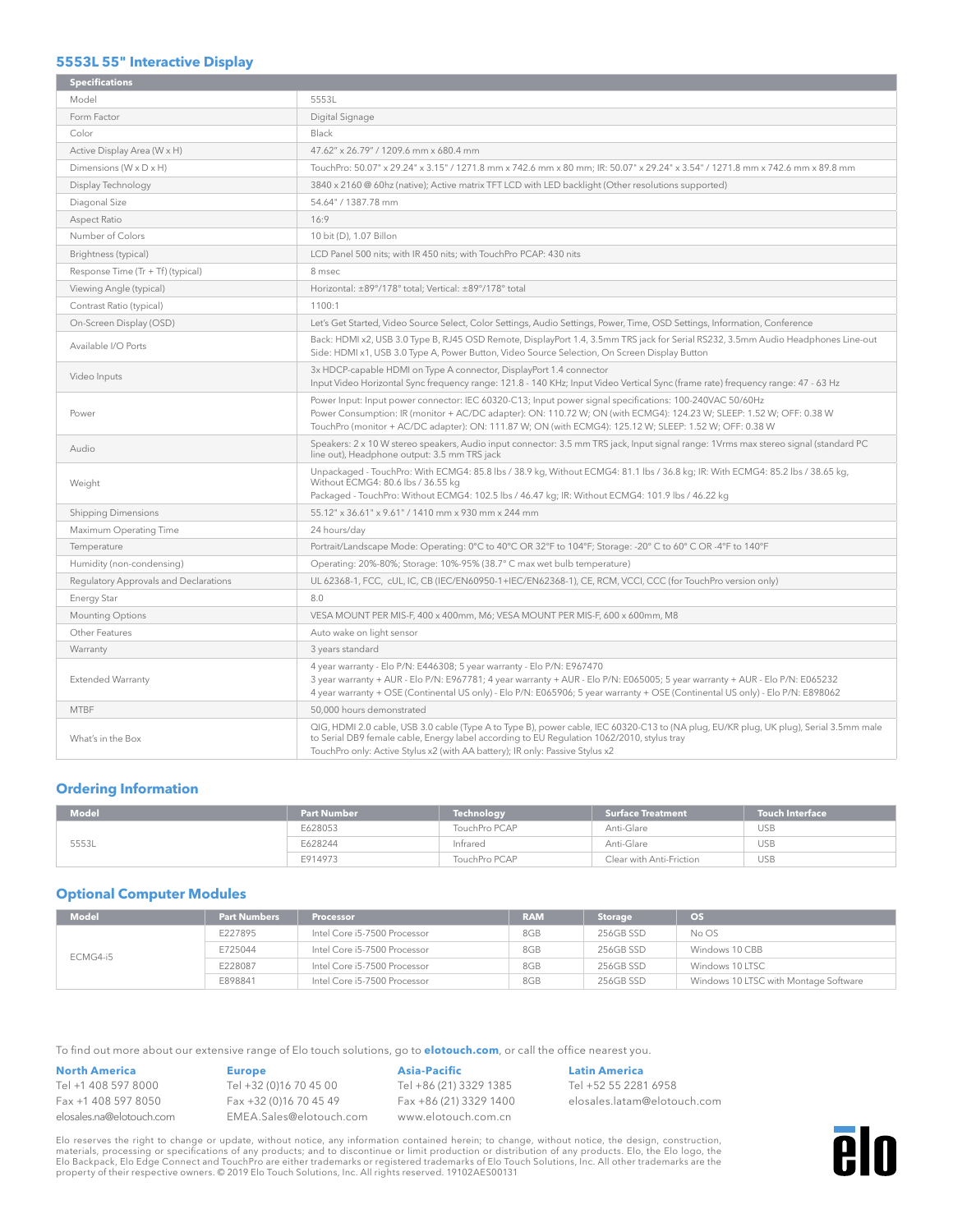## 5553L 55" Interactive Display

| Specifications | |
|---|---|
| Model | 5553L |
| Form Factor | Digital Signage |
| Color | Black |
| Active Display Area (W x H) | 47.62" x 26.79" / 1209.6 mm x 680.4 mm |
| Dimensions (W x D x H) | TouchPro: 50.07" x 29.24" x 3.15" / 1271.8 mm x 742.6 mm x 80 mm; IR: 50.07" x 29.24" x 3.54" / 1271.8 mm x 742.6 mm x 89.8 mm |
| Display Technology | 3840 x 2160 @ 60hz (native); Active matrix TFT LCD with LED backlight (Other resolutions supported) |
| Diagonal Size | 54.64" / 1387.78 mm |
| Aspect Ratio | 16:9 |
| Number of Colors | 10 bit (D), 1.07 Billon |
| Brightness (typical) | LCD Panel 500 nits; with IR 450 nits; with TouchPro PCAP: 430 nits |
| Response Time (Tr + Tf) (typical) | 8 msec |
| Viewing Angle (typical) | Horizontal: ±89°/178° total; Vertical: ±89°/178° total |
| Contrast Ratio (typical) | 1100:1 |
| On-Screen Display (OSD) | Let's Get Started, Video Source Select, Color Settings, Audio Settings, Power, Time, OSD Settings, Information, Conference |
| Available I/O Ports | Back: HDMI x2, USB 3.0 Type B, RJ45 OSD Remote, DisplayPort 1.4, 3.5mm TRS jack for Serial RS232, 3.5mm Audio Headphones Line-out<br>Side: HDMI x1, USB 3.0 Type A, Power Button, Video Source Selection, On Screen Display Button |
| Video Inputs | 3x HDCP-capable HDMI on Type A connector, DisplayPort 1.4 connector<br>Input Video Horizontal Sync frequency range: 121.8 - 140 KHz; Input Video Vertical Sync (frame rate) frequency range: 47 - 63 Hz |
| Power | Power Input: Input power connector: IEC 60320-C13; Input power signal specifications: 100-240VAC 50/60Hz<br>Power Consumption: IR (monitor + AC/DC adapter): ON: 110.72 W; ON (with ECMG4): 124.23 W; SLEEP: 1.52 W; OFF: 0.38 W<br>TouchPro (monitor + AC/DC adapter): ON: 111.87 W; ON (with ECMG4): 125.12 W; SLEEP: 1.52 W; OFF: 0.38 W |
| Audio | Speakers: 2 x 10 W stereo speakers, Audio input connector: 3.5 mm TRS jack, Input signal range: 1Vrms max stereo signal (standard PC line out), Headphone output: 3.5 mm TRS jack |
| Weight | Unpackaged - TouchPro: With ECMG4: 85.8 lbs / 38.9 kg, Without ECMG4: 81.1 lbs / 36.8 kg; IR: With ECMG4: 85.2 lbs / 38.65 kg, Without ECMG4: 80.6 lbs / 36.55 kg<br>Packaged - TouchPro: Without ECMG4: 102.5 lbs / 46.47 kg; IR: Without ECMG4: 101.9 lbs / 46.22 kg |
| Shipping Dimensions | 55.12" x 36.61" x 9.61" / 1410 mm x 930 mm x 244 mm |
| Maximum Operating Time | 24 hours/day |
| Temperature | Portrait/Landscape Mode: Operating: 0°C to 40°C OR 32°F to 104°F; Storage: -20° C to 60° C OR -4°F to 140°F |
| Humidity (non-condensing) | Operating: 20%-80%; Storage: 10%-95% (38.7° C max wet bulb temperature) |
| Regulatory Approvals and Declarations | UL 62368-1, FCC, cUL, IC, CB (IEC/EN60950-1+IEC/EN62368-1), CE, RCM, VCCI, CCC (for TouchPro version only) |
| Energy Star | 8.0 |
| Mounting Options | VESA MOUNT PER MIS-F, 400 x 400mm, M6; VESA MOUNT PER MIS-F, 600 x 600mm, M8 |
| Other Features | Auto wake on light sensor |
| Warranty | 3 years standard |
| Extended Warranty | 4 year warranty - Elo P/N: E446308; 5 year warranty - Elo P/N: E967470<br>3 year warranty + AUR - Elo P/N: E967781; 4 year warranty + AUR - Elo P/N: E065005; 5 year warranty + AUR - Elo P/N: E065232<br>4 year warranty + OSE (Continental US only) - Elo P/N: E065906; 5 year warranty + OSE (Continental US only) - Elo P/N: E898062 |
| MTBF | 50,000 hours demonstrated |
| What's in the Box | QIG, HDMI 2.0 cable, USB 3.0 cable (Type A to Type B), power cable, IEC 60320-C13 to (NA plug, EU/KR plug, UK plug), Serial 3.5mm male to Serial DB9 female cable, Energy label according to EU Regulation 1062/2010, stylus tray<br>TouchPro only: Active Stylus x2 (with AA battery); IR only: Passive Stylus x2 |

## Ordering Information

| Model | Part Number | Technology | Surface Treatment | Touch Interface |
|---|---|---|---|---|
| 5553L | E628053 | TouchPro PCAP | Anti-Glare | USB |
| | E628244 | Infrared | Anti-Glare | USB |
| | E914973 | TouchPro PCAP | Clear with Anti-Friction | USB |

## Optional Computer Modules

| Model | Part Numbers | Processor | RAM | Storage | OS |
|---|---|---|---|---|---|
| ECMG4-i5 | E227895 | Intel Core i5-7500 Processor | 8GB | 256GB SSD | No OS |
| | E725044 | Intel Core i5-7500 Processor | 8GB | 256GB SSD | Windows 10 CBB |
| | E228087 | Intel Core i5-7500 Processor | 8GB | 256GB SSD | Windows 10 LTSC |
| | E898841 | Intel Core i5-7500 Processor | 8GB | 256GB SSD | Windows 10 LTSC with Montage Software |

To find out more about our extensive range of Elo touch solutions, go to **elotouch.com**, or call the office nearest you.

**North America**
Tel +1 408 597 8000
Fax +1 408 597 8050
elosales.na@elotouch.com

**Europe**
Tel +32 (0)16 70 45 00
Fax +32 (0)16 70 45 49
EMEA.Sales@elotouch.com

**Asia-Pacific**
Tel +86 (21) 3329 1385
Fax +86 (21) 3329 1400
www.elotouch.com.cn

**Latin America**
Tel +52 55 2281 6958
elosales.latam@elotouch.com

Elo reserves the right to change or update, without notice, any information contained herein; to change, without notice, the design, construction, materials, processing or specifications of any products; and to discontinue or limit production or distribution of any products. Elo, the Elo logo, the Elo Backpack, Elo Edge Connect and TouchPro are either trademarks or registered trademarks of Elo Touch Solutions, Inc. All other trademarks are the property of their respective owners. © 2019 Elo Touch Solutions, Inc. All rights reserved. 19102AES00131

elo